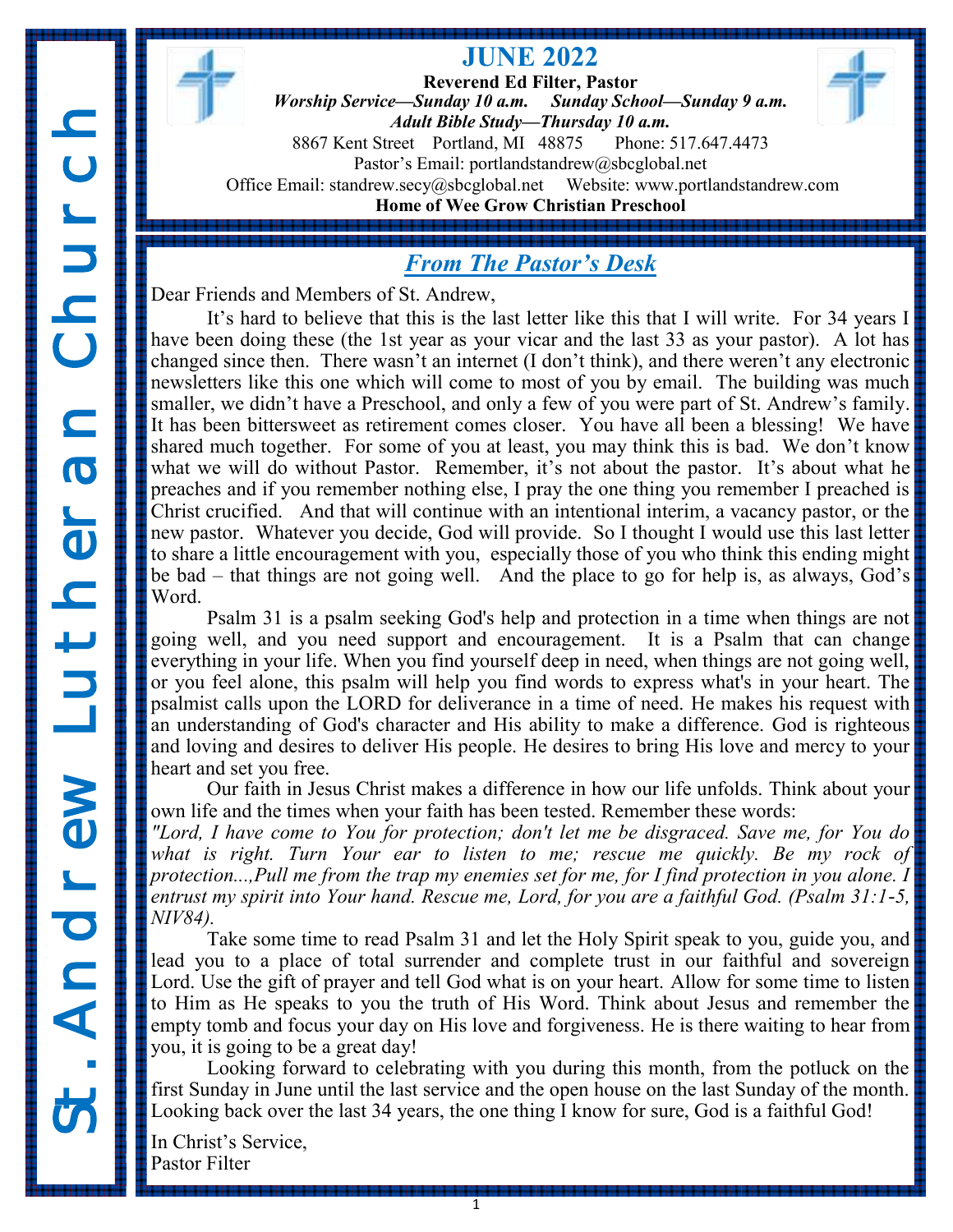St. Andrew Lutheran Church

# JUNE 2022

**Reverend Ed Filter, Pastor**

***Worship Service—Sunday 10 a.m.     Sunday School—Sunday 9 a.m.***

***Adult Bible Study—Thursday 10 a.m.***

8867 Kent Street   Portland, MI   48875      Phone: 517.647.4473

Pastor's Email: portlandstandrew@sbcglobal.net

Office Email: standrew.secy@sbcglobal.net     Website: www.portlandstandrew.com

**Home of Wee Grow Christian Preschool**

## *From The Pastor's Desk*

Dear Friends and Members of St. Andrew,

It's hard to believe that this is the last letter like this that I will write. For 34 years I have been doing these (the 1st year as your vicar and the last 33 as your pastor). A lot has changed since then. There wasn't an internet (I don't think), and there weren't any electronic newsletters like this one which will come to most of you by email. The building was much smaller, we didn't have a Preschool, and only a few of you were part of St. Andrew's family. It has been bittersweet as retirement comes closer. You have all been a blessing! We have shared much together. For some of you at least, you may think this is bad. We don't know what we will do without Pastor. Remember, it's not about the pastor. It's about what he preaches and if you remember nothing else, I pray the one thing you remember I preached is Christ crucified. And that will continue with an intentional interim, a vacancy pastor, or the new pastor. Whatever you decide, God will provide. So I thought I would use this last letter to share a little encouragement with you, especially those of you who think this ending might be bad – that things are not going well. And the place to go for help is, as always, God's Word.

Psalm 31 is a psalm seeking God's help and protection in a time when things are not going well, and you need support and encouragement. It is a Psalm that can change everything in your life. When you find yourself deep in need, when things are not going well, or you feel alone, this psalm will help you find words to express what's in your heart. The psalmist calls upon the LORD for deliverance in a time of need. He makes his request with an understanding of God's character and His ability to make a difference. God is righteous and loving and desires to deliver His people. He desires to bring His love and mercy to your heart and set you free.

Our faith in Jesus Christ makes a difference in how our life unfolds. Think about your own life and the times when your faith has been tested. Remember these words:

*"Lord, I have come to You for protection; don't let me be disgraced. Save me, for You do what is right. Turn Your ear to listen to me; rescue me quickly. Be my rock of protection...,Pull me from the trap my enemies set for me, for I find protection in you alone. I entrust my spirit into Your hand. Rescue me, Lord, for you are a faithful God. (Psalm 31:1-5, NIV84).*

Take some time to read Psalm 31 and let the Holy Spirit speak to you, guide you, and lead you to a place of total surrender and complete trust in our faithful and sovereign Lord. Use the gift of prayer and tell God what is on your heart. Allow for some time to listen to Him as He speaks to you the truth of His Word. Think about Jesus and remember the empty tomb and focus your day on His love and forgiveness. He is there waiting to hear from you, it is going to be a great day!

Looking forward to celebrating with you during this month, from the potluck on the first Sunday in June until the last service and the open house on the last Sunday of the month. Looking back over the last 34 years, the one thing I know for sure, God is a faithful God!

In Christ's Service,
Pastor Filter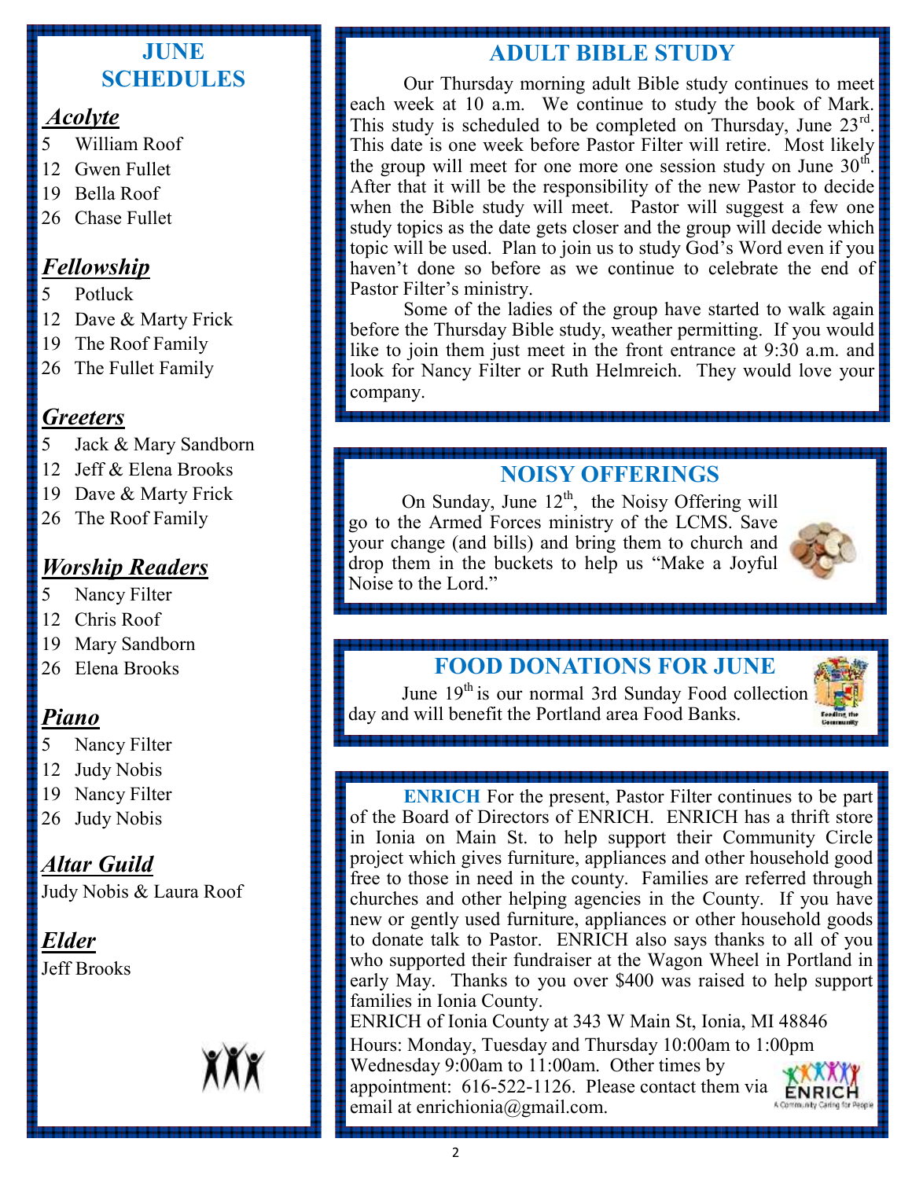## JUNE SCHEDULES

### *Acolyte*

- 5 William Roof
- 12 Gwen Fullet
- 19 Bella Roof
- 26 Chase Fullet

### *Fellowship*

- 5 Potluck
- 12 Dave & Marty Frick
- 19 The Roof Family
- 26 The Fullet Family

### *Greeters*

- 5 Jack & Mary Sandborn
- 12 Jeff & Elena Brooks
- 19 Dave & Marty Frick
- 26 The Roof Family

### *Worship Readers*

- 5 Nancy Filter
- 12 Chris Roof
- 19 Mary Sandborn
- 26 Elena Brooks

### *Piano*

- 5 Nancy Filter
- 12 Judy Nobis
- 19 Nancy Filter
- 26 Judy Nobis

### *Altar Guild*

Judy Nobis & Laura Roof

### *Elder*

Jeff Brooks

## ADULT BIBLE STUDY

Our Thursday morning adult Bible study continues to meet each week at 10 a.m. We continue to study the book of Mark. This study is scheduled to be completed on Thursday, June 23rd. This date is one week before Pastor Filter will retire. Most likely the group will meet for one more one session study on June 30th. After that it will be the responsibility of the new Pastor to decide when the Bible study will meet. Pastor will suggest a few one study topics as the date gets closer and the group will decide which topic will be used. Plan to join us to study God's Word even if you haven't done so before as we continue to celebrate the end of Pastor Filter's ministry.

Some of the ladies of the group have started to walk again before the Thursday Bible study, weather permitting. If you would like to join them just meet in the front entrance at 9:30 a.m. and look for Nancy Filter or Ruth Helmreich. They would love your company.

## NOISY OFFERINGS

On Sunday, June 12th, the Noisy Offering will go to the Armed Forces ministry of the LCMS. Save your change (and bills) and bring them to church and drop them in the buckets to help us "Make a Joyful Noise to the Lord."

## FOOD DONATIONS FOR JUNE

June 19th is our normal 3rd Sunday Food collection day and will benefit the Portland area Food Banks.

**ENRICH** For the present, Pastor Filter continues to be part of the Board of Directors of ENRICH. ENRICH has a thrift store in Ionia on Main St. to help support their Community Circle project which gives furniture, appliances and other household good free to those in need in the county. Families are referred through churches and other helping agencies in the County. If you have new or gently used furniture, appliances or other household goods to donate talk to Pastor. ENRICH also says thanks to all of you who supported their fundraiser at the Wagon Wheel in Portland in early May. Thanks to you over $400 was raised to help support families in Ionia County.

ENRICH of Ionia County at 343 W Main St, Ionia, MI 48846

Hours: Monday, Tuesday and Thursday 10:00am to 1:00pm Wednesday 9:00am to 11:00am. Other times by appointment: 616-522-1126. Please contact them via email at enrichionia@gmail.com.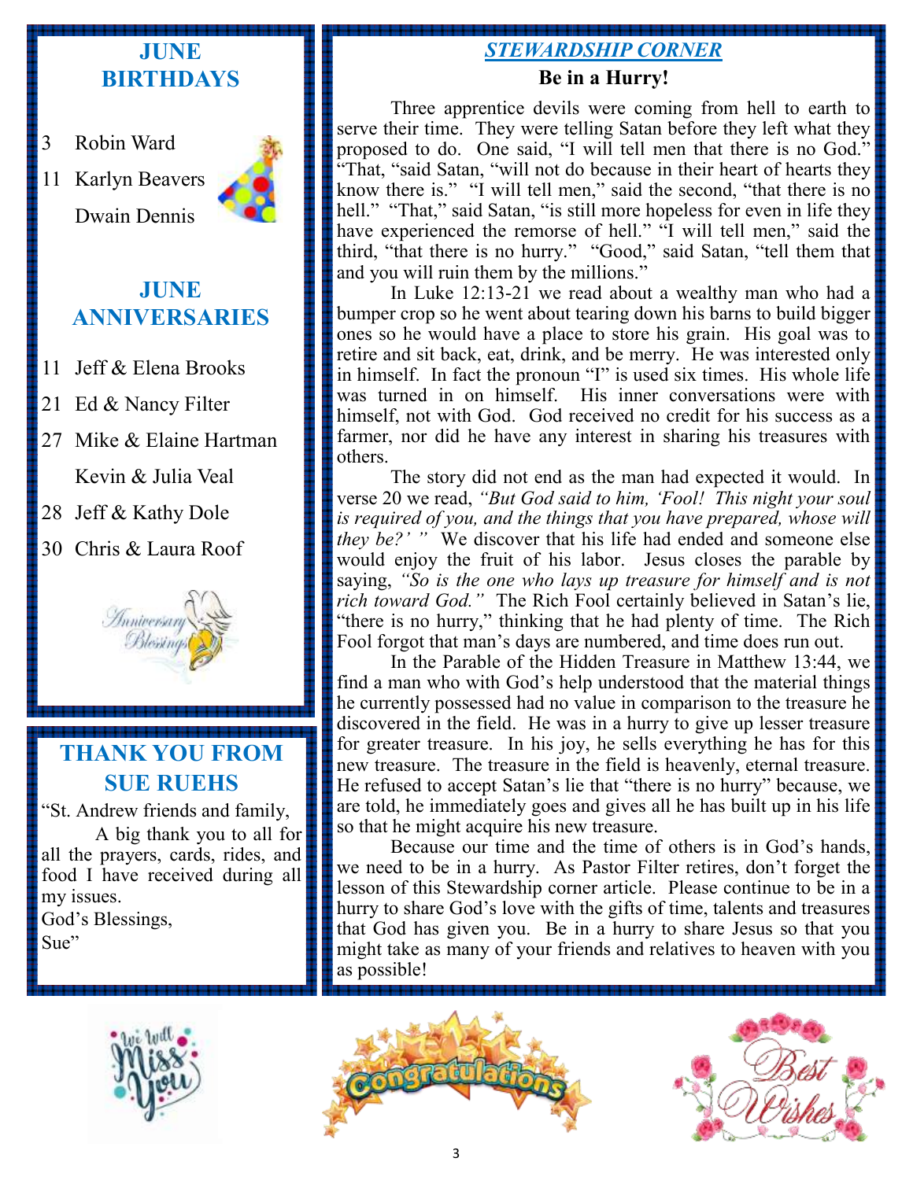## JUNE BIRTHDAYS

3 Robin Ward

11 Karlyn Beavers

Dwain Dennis

## JUNE ANNIVERSARIES

11 Jeff & Elena Brooks

21 Ed & Nancy Filter

27 Mike & Elaine Hartman

Kevin & Julia Veal

28 Jeff & Kathy Dole

30 Chris & Laura Roof

## THANK YOU FROM SUE RUEHS

"St. Andrew friends and family,

A big thank you to all for all the prayers, cards, rides, and food I have received during all my issues.

God's Blessings,

Sue"

## *STEWARDSHIP CORNER*

### Be in a Hurry!

Three apprentice devils were coming from hell to earth to serve their time. They were telling Satan before they left what they proposed to do. One said, "I will tell men that there is no God." "That, "said Satan, "will not do because in their heart of hearts they know there is." "I will tell men," said the second, "that there is no hell." "That," said Satan, "is still more hopeless for even in life they have experienced the remorse of hell." "I will tell men," said the third, "that there is no hurry." "Good," said Satan, "tell them that and you will ruin them by the millions."

In Luke 12:13-21 we read about a wealthy man who had a bumper crop so he went about tearing down his barns to build bigger ones so he would have a place to store his grain. His goal was to retire and sit back, eat, drink, and be merry. He was interested only in himself. In fact the pronoun "I" is used six times. His whole life was turned in on himself. His inner conversations were with himself, not with God. God received no credit for his success as a farmer, nor did he have any interest in sharing his treasures with others.

The story did not end as the man had expected it would. In verse 20 we read, *"But God said to him, 'Fool! This night your soul is required of you, and the things that you have prepared, whose will they be?' "* We discover that his life had ended and someone else would enjoy the fruit of his labor. Jesus closes the parable by saying, *"So is the one who lays up treasure for himself and is not rich toward God."* The Rich Fool certainly believed in Satan's lie, "there is no hurry," thinking that he had plenty of time. The Rich Fool forgot that man's days are numbered, and time does run out.

In the Parable of the Hidden Treasure in Matthew 13:44, we find a man who with God's help understood that the material things he currently possessed had no value in comparison to the treasure he discovered in the field. He was in a hurry to give up lesser treasure for greater treasure. In his joy, he sells everything he has for this new treasure. The treasure in the field is heavenly, eternal treasure. He refused to accept Satan's lie that "there is no hurry" because, we are told, he immediately goes and gives all he has built up in his life so that he might acquire his new treasure.

Because our time and the time of others is in God's hands, we need to be in a hurry. As Pastor Filter retires, don't forget the lesson of this Stewardship corner article. Please continue to be in a hurry to share God's love with the gifts of time, talents and treasures that God has given you. Be in a hurry to share Jesus so that you might take as many of your friends and relatives to heaven with you as possible!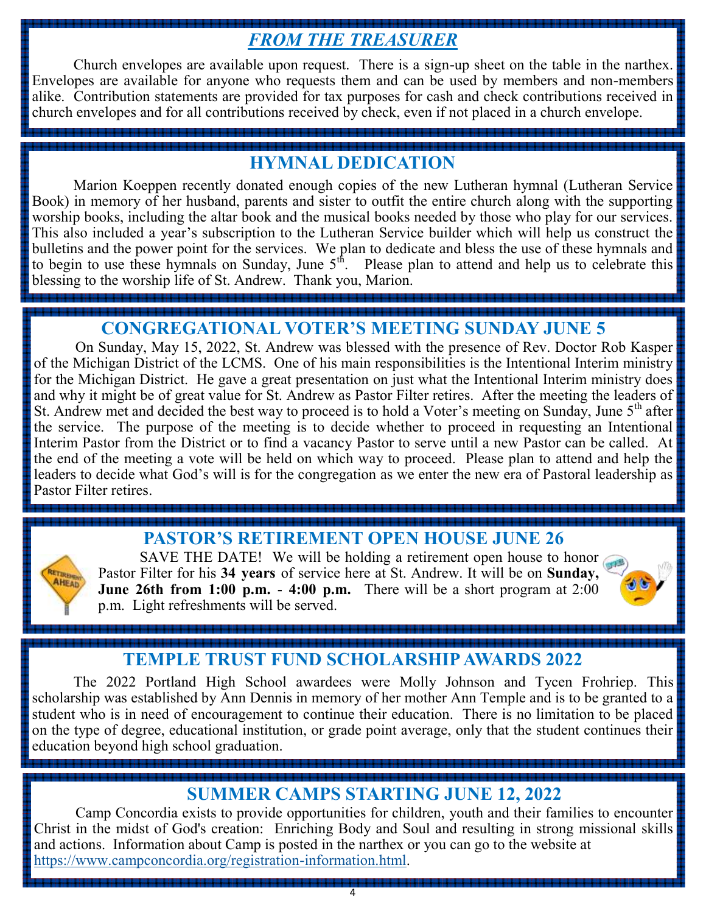## *FROM THE TREASURER*

Church envelopes are available upon request. There is a sign-up sheet on the table in the narthex. Envelopes are available for anyone who requests them and can be used by members and non-members alike. Contribution statements are provided for tax purposes for cash and check contributions received in church envelopes and for all contributions received by check, even if not placed in a church envelope.

## HYMNAL DEDICATION

Marion Koeppen recently donated enough copies of the new Lutheran hymnal (Lutheran Service Book) in memory of her husband, parents and sister to outfit the entire church along with the supporting worship books, including the altar book and the musical books needed by those who play for our services. This also included a year's subscription to the Lutheran Service builder which will help us construct the bulletins and the power point for the services. We plan to dedicate and bless the use of these hymnals and to begin to use these hymnals on Sunday, June 5th. Please plan to attend and help us to celebrate this blessing to the worship life of St. Andrew. Thank you, Marion.

## CONGREGATIONAL VOTER'S MEETING SUNDAY JUNE 5

On Sunday, May 15, 2022, St. Andrew was blessed with the presence of Rev. Doctor Rob Kasper of the Michigan District of the LCMS. One of his main responsibilities is the Intentional Interim ministry for the Michigan District. He gave a great presentation on just what the Intentional Interim ministry does and why it might be of great value for St. Andrew as Pastor Filter retires. After the meeting the leaders of St. Andrew met and decided the best way to proceed is to hold a Voter's meeting on Sunday, June 5th after the service. The purpose of the meeting is to decide whether to proceed in requesting an Intentional Interim Pastor from the District or to find a vacancy Pastor to serve until a new Pastor can be called. At the end of the meeting a vote will be held on which way to proceed. Please plan to attend and help the leaders to decide what God's will is for the congregation as we enter the new era of Pastoral leadership as Pastor Filter retires.

## PASTOR'S RETIREMENT OPEN HOUSE JUNE 26

SAVE THE DATE! We will be holding a retirement open house to honor Pastor Filter for his **34 years** of service here at St. Andrew. It will be on **Sunday, June 26th from 1:00 p.m. - 4:00 p.m.** There will be a short program at 2:00 p.m. Light refreshments will be served.

## TEMPLE TRUST FUND SCHOLARSHIP AWARDS 2022

The 2022 Portland High School awardees were Molly Johnson and Tycen Frohriep. This scholarship was established by Ann Dennis in memory of her mother Ann Temple and is to be granted to a student who is in need of encouragement to continue their education. There is no limitation to be placed on the type of degree, educational institution, or grade point average, only that the student continues their education beyond high school graduation.

## SUMMER CAMPS STARTING JUNE 12, 2022

Camp Concordia exists to provide opportunities for children, youth and their families to encounter Christ in the midst of God's creation: Enriching Body and Soul and resulting in strong missional skills and actions. Information about Camp is posted in the narthex or you can go to the website at https://www.campconcordia.org/registration-information.html.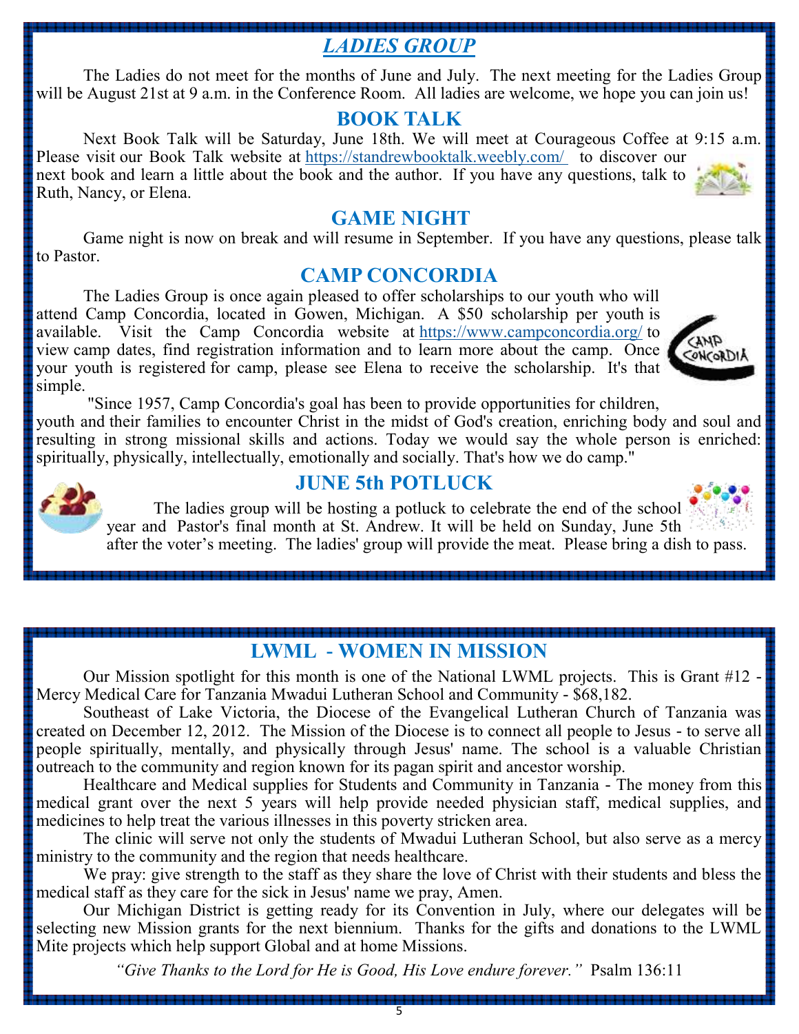## *LADIES GROUP*

The Ladies do not meet for the months of June and July. The next meeting for the Ladies Group will be August 21st at 9 a.m. in the Conference Room. All ladies are welcome, we hope you can join us!

## BOOK TALK

Next Book Talk will be Saturday, June 18th. We will meet at Courageous Coffee at 9:15 a.m. Please visit our Book Talk website at https://standrewbooktalk.weebly.com/ to discover our next book and learn a little about the book and the author. If you have any questions, talk to Ruth, Nancy, or Elena.

## GAME NIGHT

Game night is now on break and will resume in September. If you have any questions, please talk to Pastor.

## CAMP CONCORDIA

The Ladies Group is once again pleased to offer scholarships to our youth who will attend Camp Concordia, located in Gowen, Michigan. A $50 scholarship per youth is available. Visit the Camp Concordia website at https://www.campconcordia.org/ to view camp dates, find registration information and to learn more about the camp. Once your youth is registered for camp, please see Elena to receive the scholarship. It's that simple.

"Since 1957, Camp Concordia's goal has been to provide opportunities for children, youth and their families to encounter Christ in the midst of God's creation, enriching body and soul and resulting in strong missional skills and actions. Today we would say the whole person is enriched: spiritually, physically, intellectually, emotionally and socially. That's how we do camp."

## JUNE 5th POTLUCK

The ladies group will be hosting a potluck to celebrate the end of the school year and Pastor's final month at St. Andrew. It will be held on Sunday, June 5th after the voter's meeting. The ladies' group will provide the meat. Please bring a dish to pass.

## LWML - WOMEN IN MISSION

Our Mission spotlight for this month is one of the National LWML projects. This is Grant #12 - Mercy Medical Care for Tanzania Mwadui Lutheran School and Community - $68,182.

Southeast of Lake Victoria, the Diocese of the Evangelical Lutheran Church of Tanzania was created on December 12, 2012. The Mission of the Diocese is to connect all people to Jesus - to serve all people spiritually, mentally, and physically through Jesus' name. The school is a valuable Christian outreach to the community and region known for its pagan spirit and ancestor worship.

Healthcare and Medical supplies for Students and Community in Tanzania - The money from this medical grant over the next 5 years will help provide needed physician staff, medical supplies, and medicines to help treat the various illnesses in this poverty stricken area.

The clinic will serve not only the students of Mwadui Lutheran School, but also serve as a mercy ministry to the community and the region that needs healthcare.

We pray: give strength to the staff as they share the love of Christ with their students and bless the medical staff as they care for the sick in Jesus' name we pray, Amen.

Our Michigan District is getting ready for its Convention in July, where our delegates will be selecting new Mission grants for the next biennium. Thanks for the gifts and donations to the LWML Mite projects which help support Global and at home Missions.

*"Give Thanks to the Lord for He is Good, His Love endure forever."* Psalm 136:11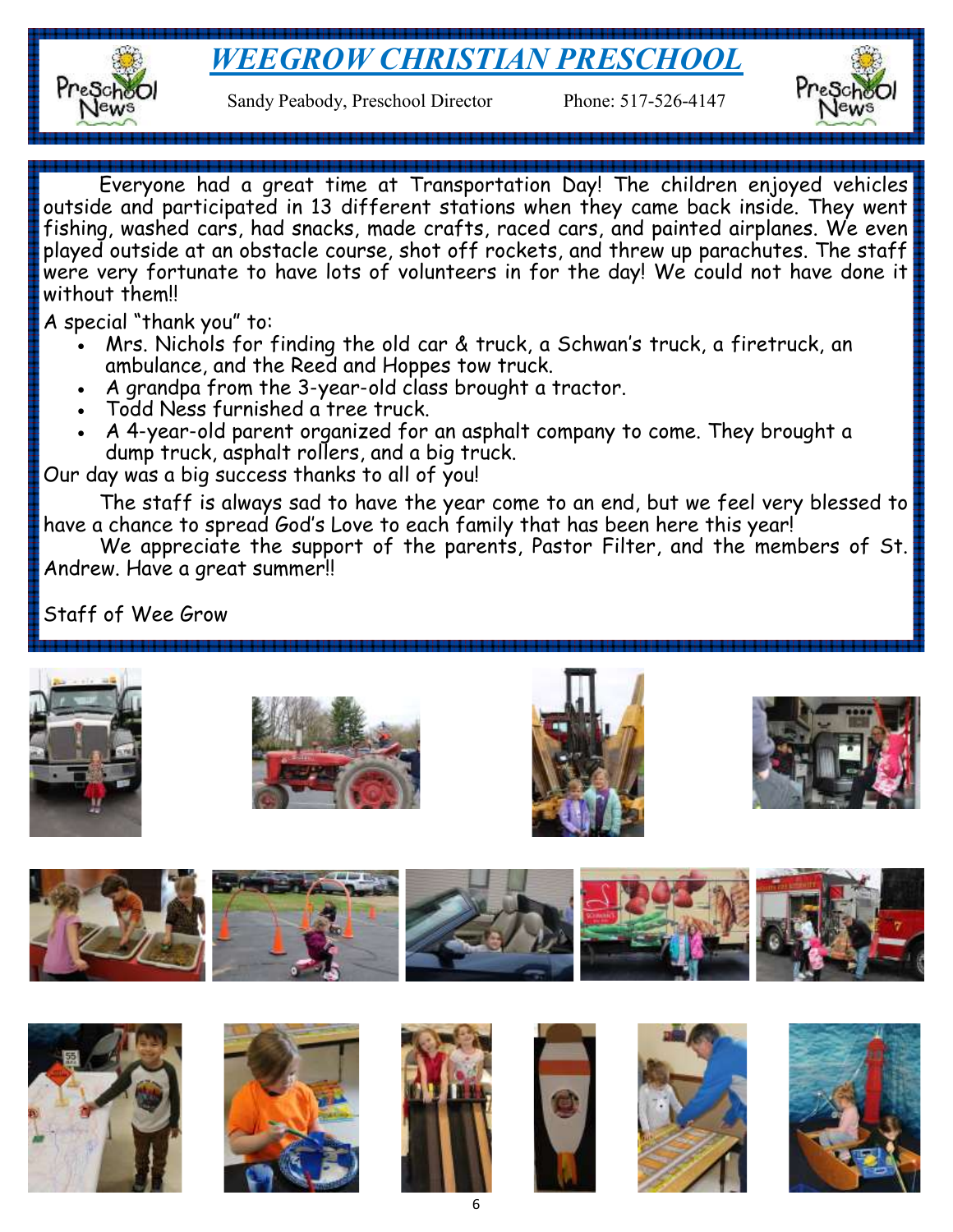# WEEGROW CHRISTIAN PRESCHOOL

Sandy Peabody, Preschool Director        Phone: 517-526-4147

Everyone had a great time at Transportation Day! The children enjoyed vehicles outside and participated in 13 different stations when they came back inside. They went fishing, washed cars, had snacks, made crafts, raced cars, and painted airplanes. We even played outside at an obstacle course, shot off rockets, and threw up parachutes. The staff were very fortunate to have lots of volunteers in for the day! We could not have done it without them!!

A special "thank you" to:

- Mrs. Nichols for finding the old car & truck, a Schwan's truck, a firetruck, an ambulance, and the Reed and Hoppes tow truck.
- A grandpa from the 3-year-old class brought a tractor.
- Todd Ness furnished a tree truck.
- A 4-year-old parent organized for an asphalt company to come. They brought a dump truck, asphalt rollers, and a big truck.

Our day was a big success thanks to all of you!

The staff is always sad to have the year come to an end, but we feel very blessed to have a chance to spread God's Love to each family that has been here this year!

We appreciate the support of the parents, Pastor Filter, and the members of St. Andrew. Have a great summer!!

Staff of Wee Grow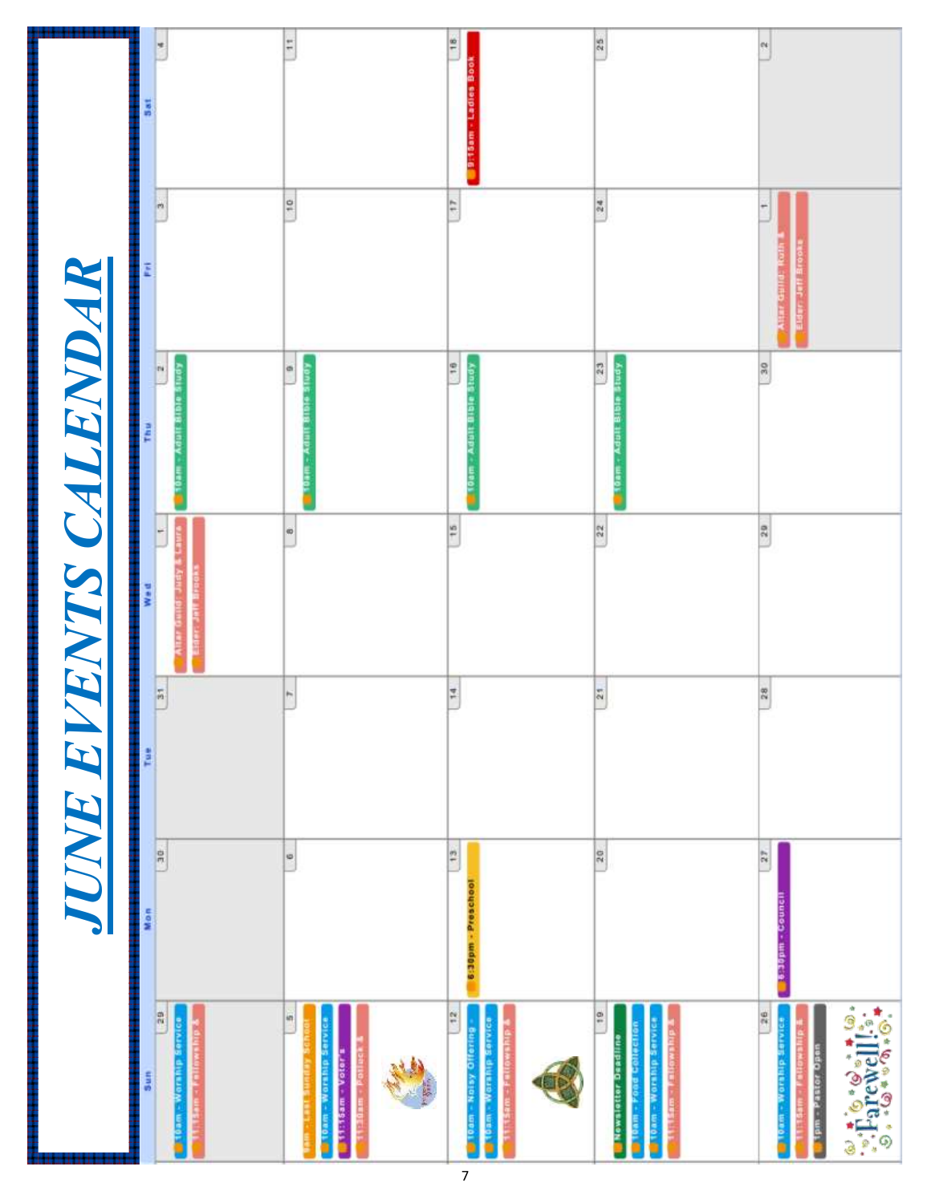# JUNE EVENTS CALENDAR

| Sun | Mon | Tue | Wed | Thu | Fri | Sat |
|---|---|---|---|---|---|---|
| 29<br>10am - Worship Service<br>11:15am - Fellowship & | 30 | 31 | 1<br>Altar Guild: Judy & Laura<br>Elder: Jeff Brooks | 2<br>10am - Adult Bible Study | 3 | 4 |
| 5<br>9am - Last Sunday School<br>10am - Worship Service<br>11:15am - Voter's<br>11:30am - Potluck & | 6 | 7 | 8 | 9<br>10am - Adult Bible Study | 10 | 11 |
| 12<br>10am - Noisy Offering -<br>10am - Worship Service<br>11:15am - Fellowship & | 13<br>6:30pm - Preschool | 14 | 15 | 16<br>10am - Adult Bible Study | 17 | 18<br>9:15am - Ladies Book |
| 19<br>Newsletter Deadline<br>10am - Food Collection<br>10am - Worship Service<br>11:15am - Fellowship & | 20 | 21 | 22 | 23<br>10am - Adult Bible Study | 24 | 25 |
| 26<br>10am - Worship Service<br>11:15am - Fellowship &<br>1pm - Pastor Open<br>Farewell!! | 27<br>6:30pm - Council | 28 | 29 | 30 | 1<br>Altar Guild: Ruth &<br>Elder: Jeff Brooks | 2 |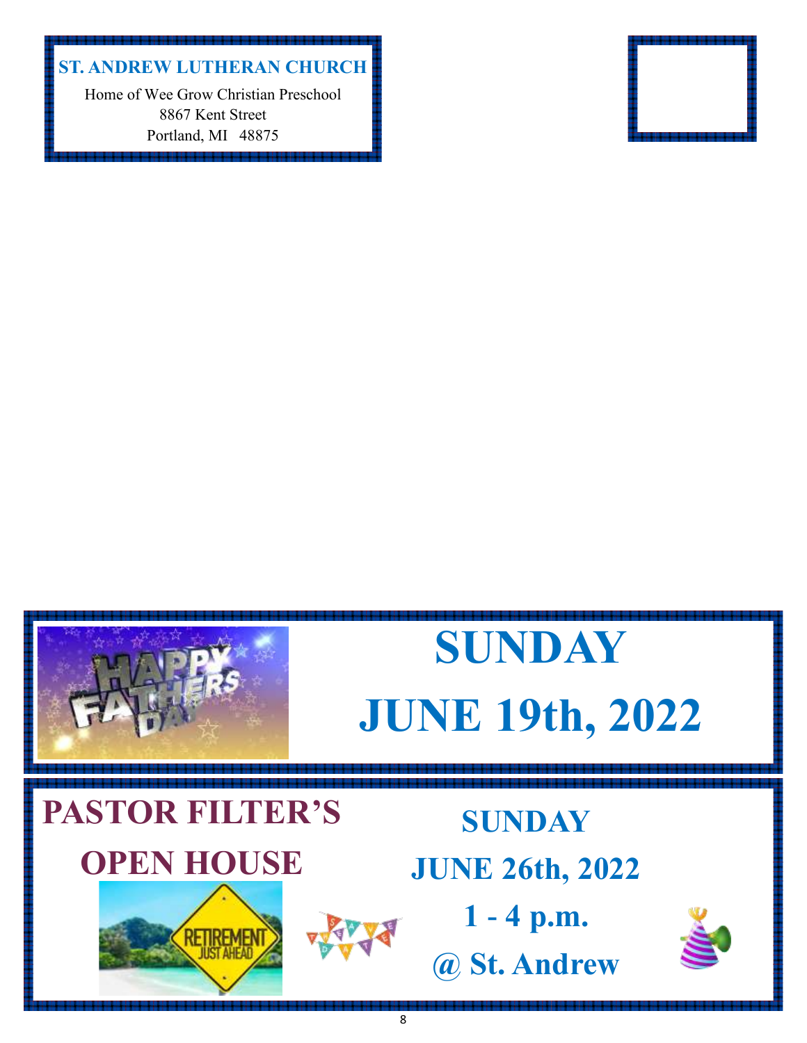**ST. ANDREW LUTHERAN CHURCH**

Home of Wee Grow Christian Preschool
8867 Kent Street
Portland, MI 48875

# SUNDAY

# JUNE 19th, 2022

# PASTOR FILTER'S OPEN HOUSE

## SUNDAY

## JUNE 26th, 2022

## 1 - 4 p.m.

## @ St. Andrew